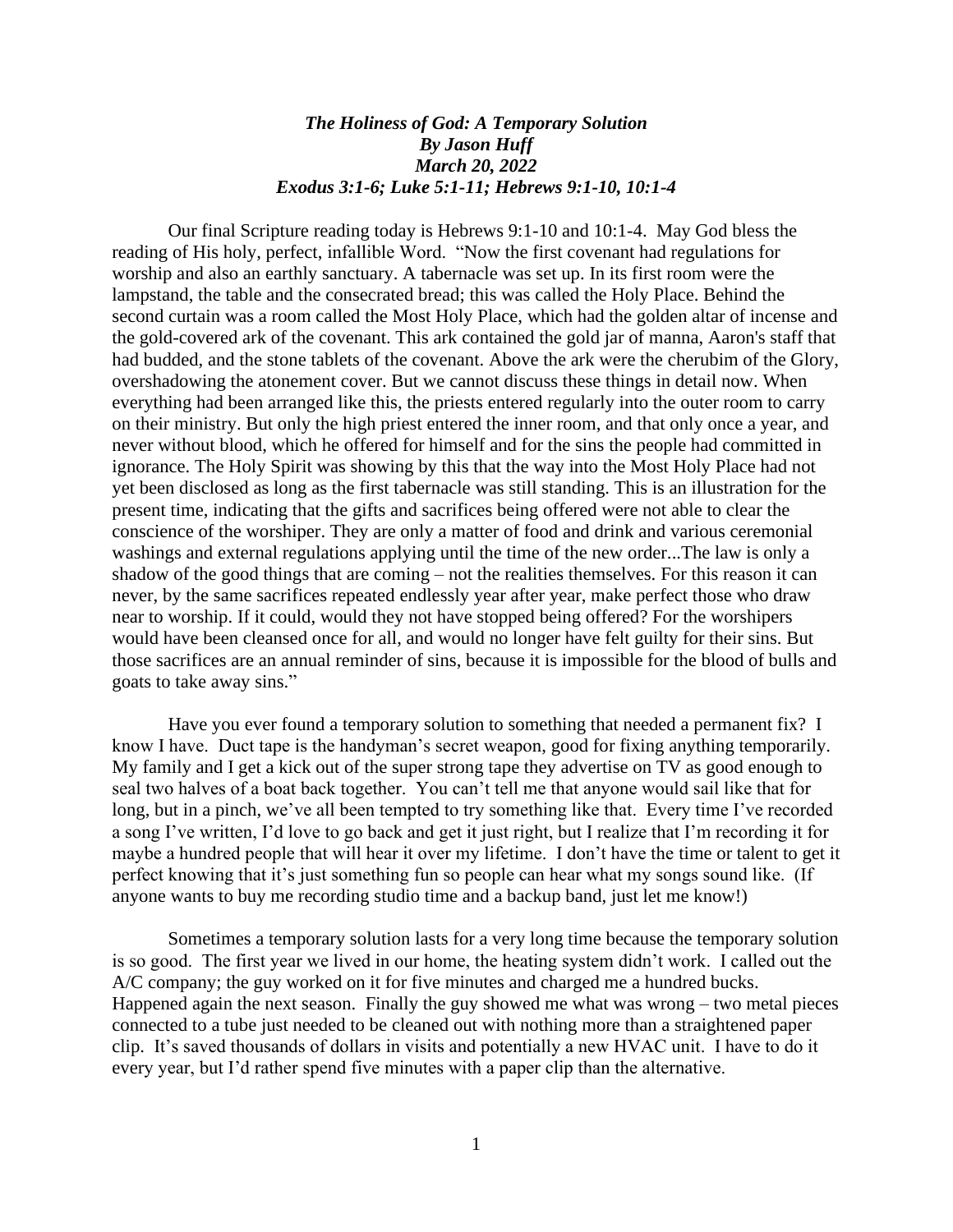***The Holiness of God: A Temporary Solution***
***By Jason Huff***
***March 20, 2022***
***Exodus 3:1-6; Luke 5:1-11; Hebrews 9:1-10, 10:1-4***

Our final Scripture reading today is Hebrews 9:1-10 and 10:1-4. May God bless the reading of His holy, perfect, infallible Word. "Now the first covenant had regulations for worship and also an earthly sanctuary. A tabernacle was set up. In its first room were the lampstand, the table and the consecrated bread; this was called the Holy Place. Behind the second curtain was a room called the Most Holy Place, which had the golden altar of incense and the gold-covered ark of the covenant. This ark contained the gold jar of manna, Aaron's staff that had budded, and the stone tablets of the covenant. Above the ark were the cherubim of the Glory, overshadowing the atonement cover. But we cannot discuss these things in detail now. When everything had been arranged like this, the priests entered regularly into the outer room to carry on their ministry. But only the high priest entered the inner room, and that only once a year, and never without blood, which he offered for himself and for the sins the people had committed in ignorance. The Holy Spirit was showing by this that the way into the Most Holy Place had not yet been disclosed as long as the first tabernacle was still standing. This is an illustration for the present time, indicating that the gifts and sacrifices being offered were not able to clear the conscience of the worshiper. They are only a matter of food and drink and various ceremonial washings and external regulations applying until the time of the new order...The law is only a shadow of the good things that are coming – not the realities themselves. For this reason it can never, by the same sacrifices repeated endlessly year after year, make perfect those who draw near to worship. If it could, would they not have stopped being offered? For the worshipers would have been cleansed once for all, and would no longer have felt guilty for their sins. But those sacrifices are an annual reminder of sins, because it is impossible for the blood of bulls and goats to take away sins."

Have you ever found a temporary solution to something that needed a permanent fix? I know I have. Duct tape is the handyman's secret weapon, good for fixing anything temporarily. My family and I get a kick out of the super strong tape they advertise on TV as good enough to seal two halves of a boat back together. You can't tell me that anyone would sail like that for long, but in a pinch, we've all been tempted to try something like that. Every time I've recorded a song I've written, I'd love to go back and get it just right, but I realize that I'm recording it for maybe a hundred people that will hear it over my lifetime. I don't have the time or talent to get it perfect knowing that it's just something fun so people can hear what my songs sound like. (If anyone wants to buy me recording studio time and a backup band, just let me know!)

Sometimes a temporary solution lasts for a very long time because the temporary solution is so good. The first year we lived in our home, the heating system didn't work. I called out the A/C company; the guy worked on it for five minutes and charged me a hundred bucks. Happened again the next season. Finally the guy showed me what was wrong – two metal pieces connected to a tube just needed to be cleaned out with nothing more than a straightened paper clip. It's saved thousands of dollars in visits and potentially a new HVAC unit. I have to do it every year, but I'd rather spend five minutes with a paper clip than the alternative.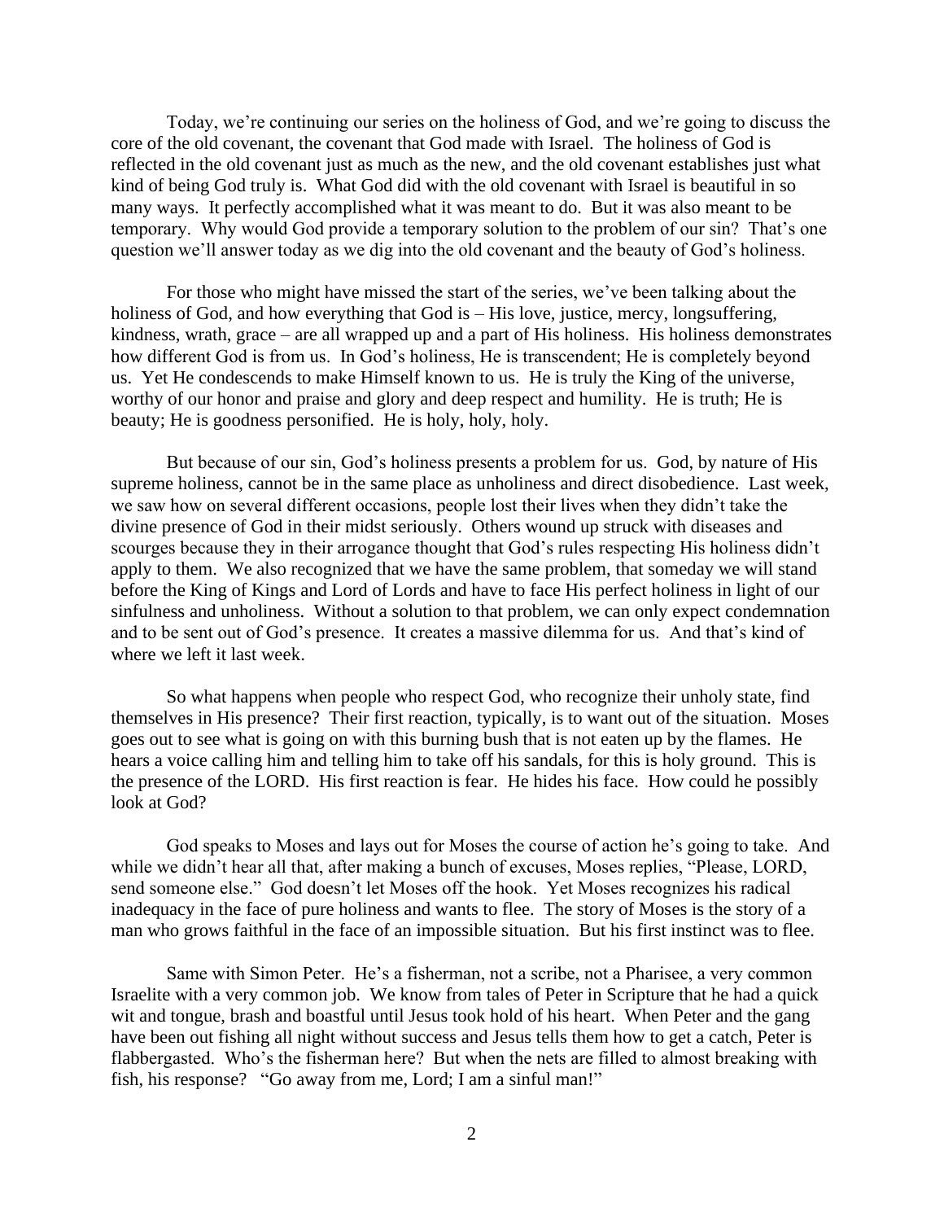Today, we're continuing our series on the holiness of God, and we're going to discuss the core of the old covenant, the covenant that God made with Israel. The holiness of God is reflected in the old covenant just as much as the new, and the old covenant establishes just what kind of being God truly is. What God did with the old covenant with Israel is beautiful in so many ways. It perfectly accomplished what it was meant to do. But it was also meant to be temporary. Why would God provide a temporary solution to the problem of our sin? That's one question we'll answer today as we dig into the old covenant and the beauty of God's holiness.

For those who might have missed the start of the series, we've been talking about the holiness of God, and how everything that God is – His love, justice, mercy, longsuffering, kindness, wrath, grace – are all wrapped up and a part of His holiness. His holiness demonstrates how different God is from us. In God's holiness, He is transcendent; He is completely beyond us. Yet He condescends to make Himself known to us. He is truly the King of the universe, worthy of our honor and praise and glory and deep respect and humility. He is truth; He is beauty; He is goodness personified. He is holy, holy, holy.

But because of our sin, God's holiness presents a problem for us. God, by nature of His supreme holiness, cannot be in the same place as unholiness and direct disobedience. Last week, we saw how on several different occasions, people lost their lives when they didn't take the divine presence of God in their midst seriously. Others wound up struck with diseases and scourges because they in their arrogance thought that God's rules respecting His holiness didn't apply to them. We also recognized that we have the same problem, that someday we will stand before the King of Kings and Lord of Lords and have to face His perfect holiness in light of our sinfulness and unholiness. Without a solution to that problem, we can only expect condemnation and to be sent out of God's presence. It creates a massive dilemma for us. And that's kind of where we left it last week.

So what happens when people who respect God, who recognize their unholy state, find themselves in His presence? Their first reaction, typically, is to want out of the situation. Moses goes out to see what is going on with this burning bush that is not eaten up by the flames. He hears a voice calling him and telling him to take off his sandals, for this is holy ground. This is the presence of the LORD. His first reaction is fear. He hides his face. How could he possibly look at God?

God speaks to Moses and lays out for Moses the course of action he's going to take. And while we didn't hear all that, after making a bunch of excuses, Moses replies, "Please, LORD, send someone else." God doesn't let Moses off the hook. Yet Moses recognizes his radical inadequacy in the face of pure holiness and wants to flee. The story of Moses is the story of a man who grows faithful in the face of an impossible situation. But his first instinct was to flee.

Same with Simon Peter. He's a fisherman, not a scribe, not a Pharisee, a very common Israelite with a very common job. We know from tales of Peter in Scripture that he had a quick wit and tongue, brash and boastful until Jesus took hold of his heart. When Peter and the gang have been out fishing all night without success and Jesus tells them how to get a catch, Peter is flabbergasted. Who's the fisherman here? But when the nets are filled to almost breaking with fish, his response? "Go away from me, Lord; I am a sinful man!"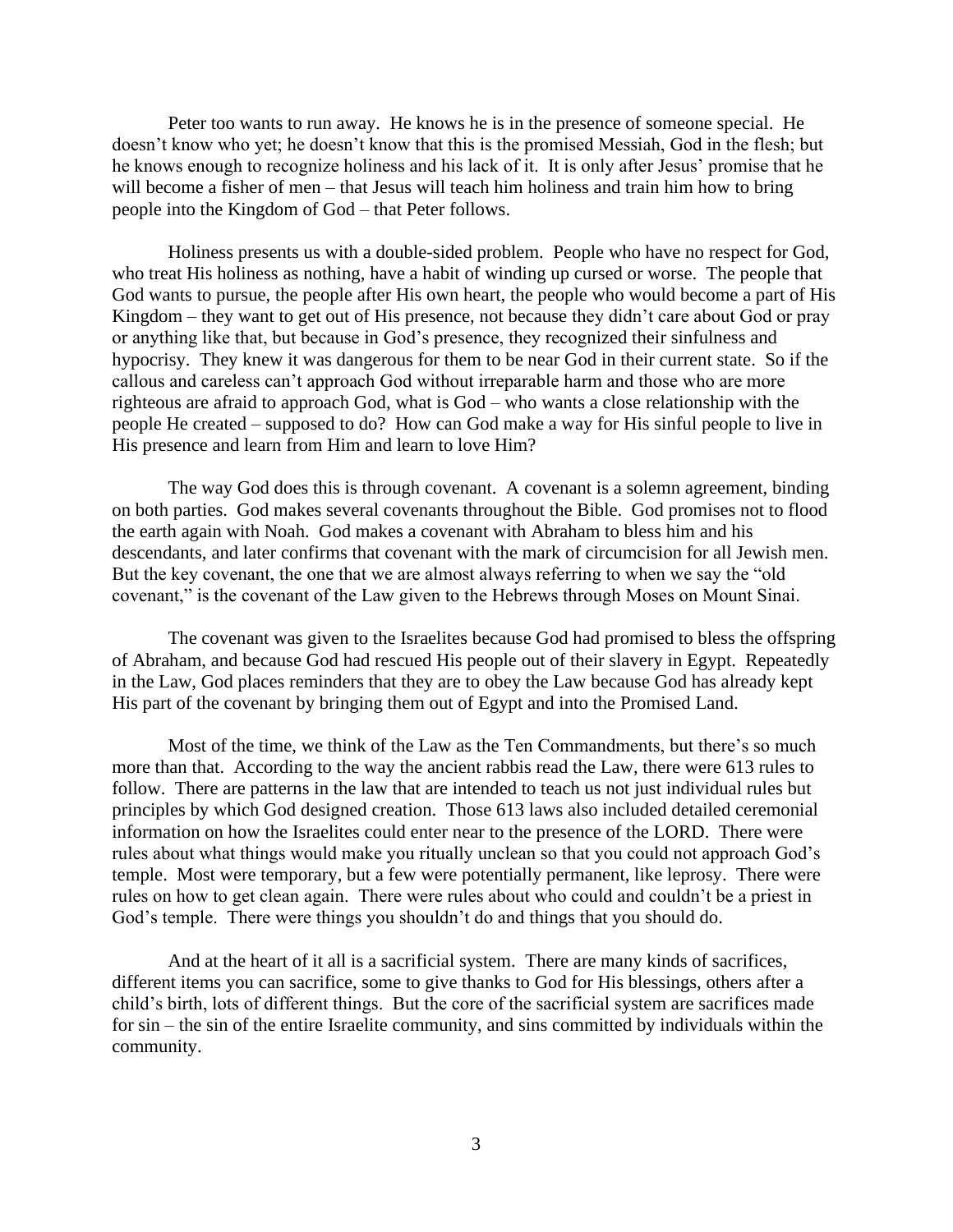Peter too wants to run away. He knows he is in the presence of someone special. He doesn't know who yet; he doesn't know that this is the promised Messiah, God in the flesh; but he knows enough to recognize holiness and his lack of it. It is only after Jesus' promise that he will become a fisher of men – that Jesus will teach him holiness and train him how to bring people into the Kingdom of God – that Peter follows.

Holiness presents us with a double-sided problem. People who have no respect for God, who treat His holiness as nothing, have a habit of winding up cursed or worse. The people that God wants to pursue, the people after His own heart, the people who would become a part of His Kingdom – they want to get out of His presence, not because they didn't care about God or pray or anything like that, but because in God's presence, they recognized their sinfulness and hypocrisy. They knew it was dangerous for them to be near God in their current state. So if the callous and careless can't approach God without irreparable harm and those who are more righteous are afraid to approach God, what is God – who wants a close relationship with the people He created – supposed to do? How can God make a way for His sinful people to live in His presence and learn from Him and learn to love Him?

The way God does this is through covenant. A covenant is a solemn agreement, binding on both parties. God makes several covenants throughout the Bible. God promises not to flood the earth again with Noah. God makes a covenant with Abraham to bless him and his descendants, and later confirms that covenant with the mark of circumcision for all Jewish men. But the key covenant, the one that we are almost always referring to when we say the "old covenant," is the covenant of the Law given to the Hebrews through Moses on Mount Sinai.

The covenant was given to the Israelites because God had promised to bless the offspring of Abraham, and because God had rescued His people out of their slavery in Egypt. Repeatedly in the Law, God places reminders that they are to obey the Law because God has already kept His part of the covenant by bringing them out of Egypt and into the Promised Land.

Most of the time, we think of the Law as the Ten Commandments, but there's so much more than that. According to the way the ancient rabbis read the Law, there were 613 rules to follow. There are patterns in the law that are intended to teach us not just individual rules but principles by which God designed creation. Those 613 laws also included detailed ceremonial information on how the Israelites could enter near to the presence of the LORD. There were rules about what things would make you ritually unclean so that you could not approach God's temple. Most were temporary, but a few were potentially permanent, like leprosy. There were rules on how to get clean again. There were rules about who could and couldn't be a priest in God's temple. There were things you shouldn't do and things that you should do.

And at the heart of it all is a sacrificial system. There are many kinds of sacrifices, different items you can sacrifice, some to give thanks to God for His blessings, others after a child's birth, lots of different things. But the core of the sacrificial system are sacrifices made for sin – the sin of the entire Israelite community, and sins committed by individuals within the community.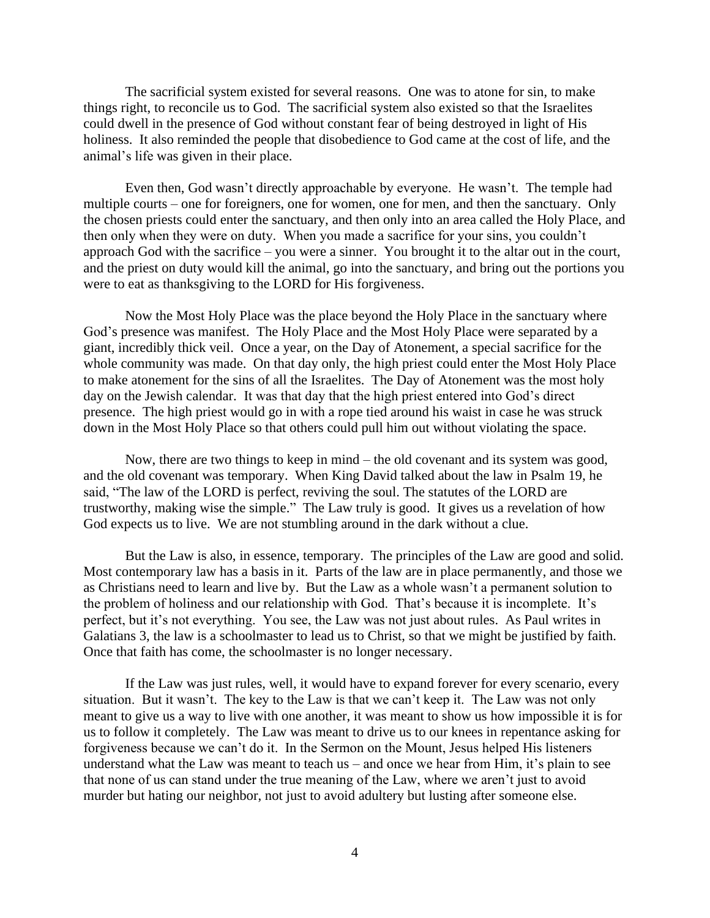The sacrificial system existed for several reasons. One was to atone for sin, to make things right, to reconcile us to God. The sacrificial system also existed so that the Israelites could dwell in the presence of God without constant fear of being destroyed in light of His holiness. It also reminded the people that disobedience to God came at the cost of life, and the animal's life was given in their place.

Even then, God wasn't directly approachable by everyone. He wasn't. The temple had multiple courts – one for foreigners, one for women, one for men, and then the sanctuary. Only the chosen priests could enter the sanctuary, and then only into an area called the Holy Place, and then only when they were on duty. When you made a sacrifice for your sins, you couldn't approach God with the sacrifice – you were a sinner. You brought it to the altar out in the court, and the priest on duty would kill the animal, go into the sanctuary, and bring out the portions you were to eat as thanksgiving to the LORD for His forgiveness.

Now the Most Holy Place was the place beyond the Holy Place in the sanctuary where God's presence was manifest. The Holy Place and the Most Holy Place were separated by a giant, incredibly thick veil. Once a year, on the Day of Atonement, a special sacrifice for the whole community was made. On that day only, the high priest could enter the Most Holy Place to make atonement for the sins of all the Israelites. The Day of Atonement was the most holy day on the Jewish calendar. It was that day that the high priest entered into God's direct presence. The high priest would go in with a rope tied around his waist in case he was struck down in the Most Holy Place so that others could pull him out without violating the space.

Now, there are two things to keep in mind – the old covenant and its system was good, and the old covenant was temporary. When King David talked about the law in Psalm 19, he said, "The law of the LORD is perfect, reviving the soul. The statutes of the LORD are trustworthy, making wise the simple." The Law truly is good. It gives us a revelation of how God expects us to live. We are not stumbling around in the dark without a clue.

But the Law is also, in essence, temporary. The principles of the Law are good and solid. Most contemporary law has a basis in it. Parts of the law are in place permanently, and those we as Christians need to learn and live by. But the Law as a whole wasn't a permanent solution to the problem of holiness and our relationship with God. That's because it is incomplete. It's perfect, but it's not everything. You see, the Law was not just about rules. As Paul writes in Galatians 3, the law is a schoolmaster to lead us to Christ, so that we might be justified by faith. Once that faith has come, the schoolmaster is no longer necessary.

If the Law was just rules, well, it would have to expand forever for every scenario, every situation. But it wasn't. The key to the Law is that we can't keep it. The Law was not only meant to give us a way to live with one another, it was meant to show us how impossible it is for us to follow it completely. The Law was meant to drive us to our knees in repentance asking for forgiveness because we can't do it. In the Sermon on the Mount, Jesus helped His listeners understand what the Law was meant to teach us – and once we hear from Him, it's plain to see that none of us can stand under the true meaning of the Law, where we aren't just to avoid murder but hating our neighbor, not just to avoid adultery but lusting after someone else.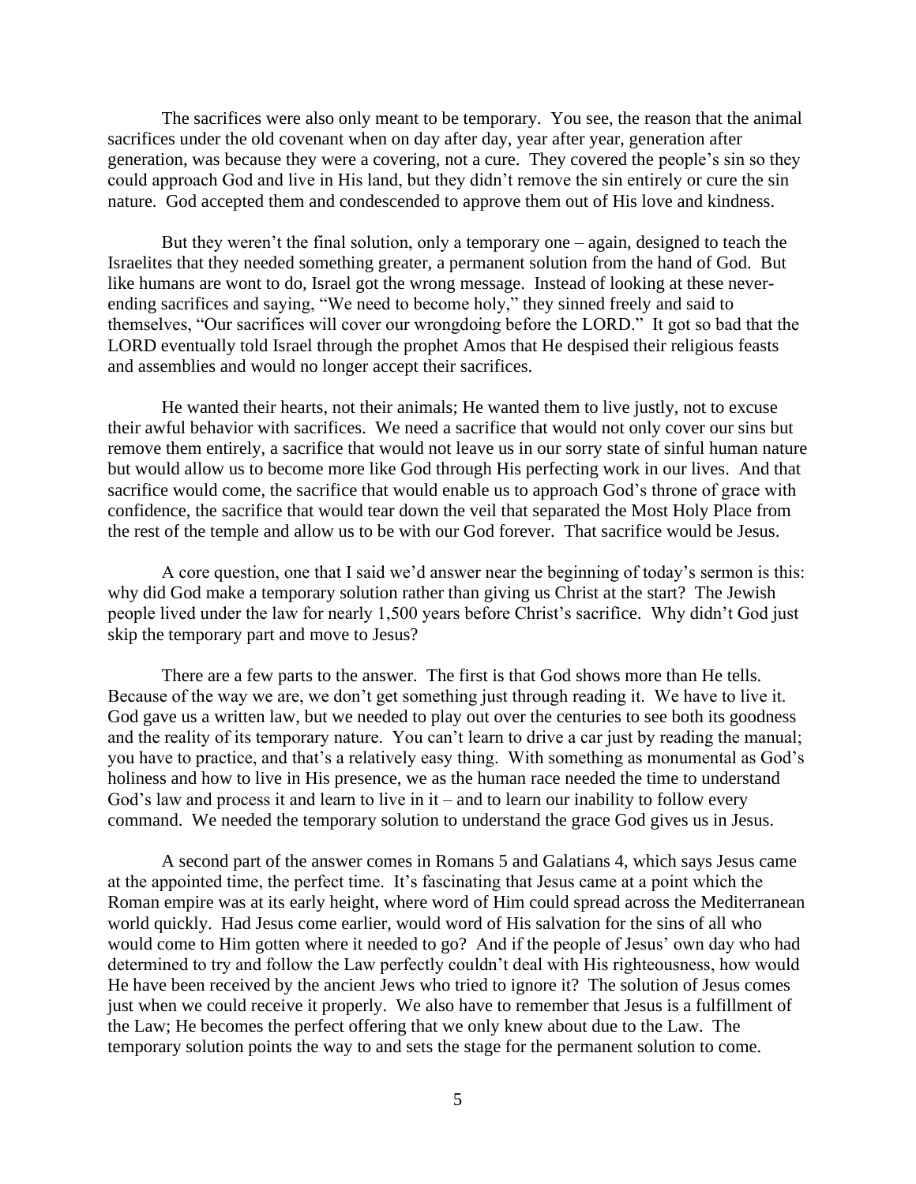The sacrifices were also only meant to be temporary. You see, the reason that the animal sacrifices under the old covenant when on day after day, year after year, generation after generation, was because they were a covering, not a cure. They covered the people's sin so they could approach God and live in His land, but they didn't remove the sin entirely or cure the sin nature. God accepted them and condescended to approve them out of His love and kindness.

But they weren't the final solution, only a temporary one – again, designed to teach the Israelites that they needed something greater, a permanent solution from the hand of God. But like humans are wont to do, Israel got the wrong message. Instead of looking at these never-ending sacrifices and saying, "We need to become holy," they sinned freely and said to themselves, "Our sacrifices will cover our wrongdoing before the LORD." It got so bad that the LORD eventually told Israel through the prophet Amos that He despised their religious feasts and assemblies and would no longer accept their sacrifices.

He wanted their hearts, not their animals; He wanted them to live justly, not to excuse their awful behavior with sacrifices. We need a sacrifice that would not only cover our sins but remove them entirely, a sacrifice that would not leave us in our sorry state of sinful human nature but would allow us to become more like God through His perfecting work in our lives. And that sacrifice would come, the sacrifice that would enable us to approach God's throne of grace with confidence, the sacrifice that would tear down the veil that separated the Most Holy Place from the rest of the temple and allow us to be with our God forever. That sacrifice would be Jesus.

A core question, one that I said we'd answer near the beginning of today's sermon is this: why did God make a temporary solution rather than giving us Christ at the start? The Jewish people lived under the law for nearly 1,500 years before Christ's sacrifice. Why didn't God just skip the temporary part and move to Jesus?

There are a few parts to the answer. The first is that God shows more than He tells. Because of the way we are, we don't get something just through reading it. We have to live it. God gave us a written law, but we needed to play out over the centuries to see both its goodness and the reality of its temporary nature. You can't learn to drive a car just by reading the manual; you have to practice, and that's a relatively easy thing. With something as monumental as God's holiness and how to live in His presence, we as the human race needed the time to understand God's law and process it and learn to live in it – and to learn our inability to follow every command. We needed the temporary solution to understand the grace God gives us in Jesus.

A second part of the answer comes in Romans 5 and Galatians 4, which says Jesus came at the appointed time, the perfect time. It's fascinating that Jesus came at a point which the Roman empire was at its early height, where word of Him could spread across the Mediterranean world quickly. Had Jesus come earlier, would word of His salvation for the sins of all who would come to Him gotten where it needed to go? And if the people of Jesus' own day who had determined to try and follow the Law perfectly couldn't deal with His righteousness, how would He have been received by the ancient Jews who tried to ignore it? The solution of Jesus comes just when we could receive it properly. We also have to remember that Jesus is a fulfillment of the Law; He becomes the perfect offering that we only knew about due to the Law. The temporary solution points the way to and sets the stage for the permanent solution to come.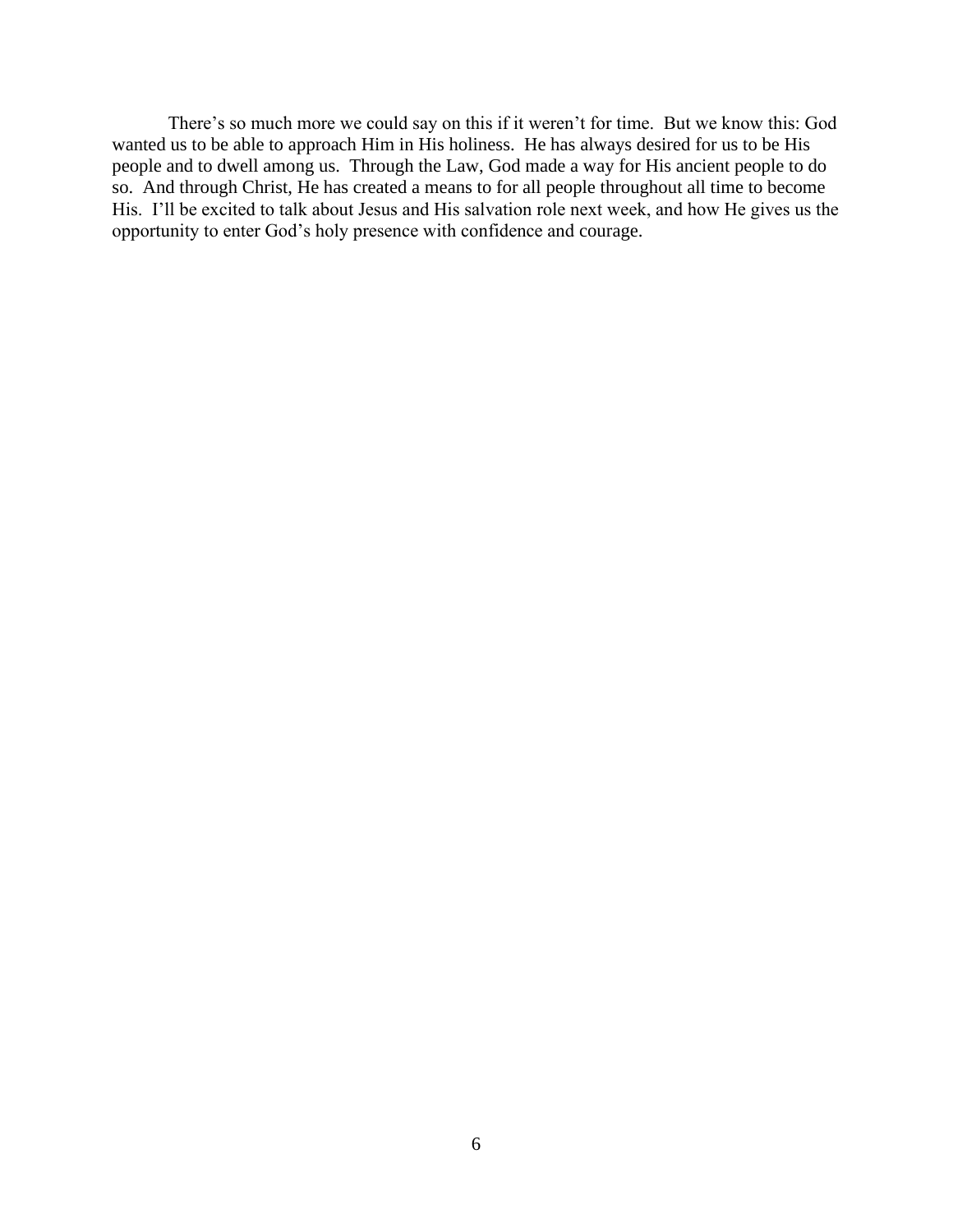There's so much more we could say on this if it weren't for time. But we know this: God wanted us to be able to approach Him in His holiness. He has always desired for us to be His people and to dwell among us. Through the Law, God made a way for His ancient people to do so. And through Christ, He has created a means to for all people throughout all time to become His. I'll be excited to talk about Jesus and His salvation role next week, and how He gives us the opportunity to enter God's holy presence with confidence and courage.